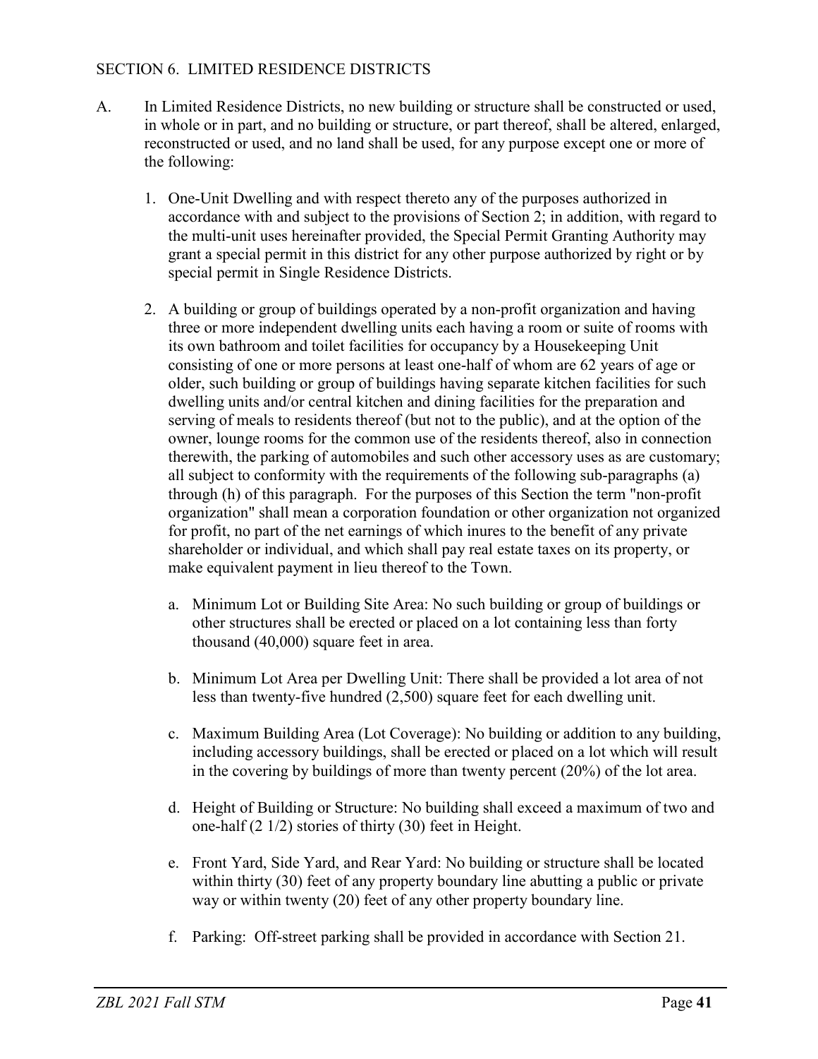## SECTION 6. LIMITED RESIDENCE DISTRICTS

A. In Limited Residence Districts, no new building or structure shall be constructed or used, in whole or in part, and no building or structure, or part thereof, shall be altered, enlarged, reconstructed or used, and no land shall be used, for any purpose except one or more of the following:

1. One-Unit Dwelling and with respect thereto any of the purposes authorized in accordance with and subject to the provisions of Section 2; in addition, with regard to the multi-unit uses hereinafter provided, the Special Permit Granting Authority may grant a special permit in this district for any other purpose authorized by right or by special permit in Single Residence Districts.

2. A building or group of buildings operated by a non-profit organization and having three or more independent dwelling units each having a room or suite of rooms with its own bathroom and toilet facilities for occupancy by a Housekeeping Unit consisting of one or more persons at least one-half of whom are 62 years of age or older, such building or group of buildings having separate kitchen facilities for such dwelling units and/or central kitchen and dining facilities for the preparation and serving of meals to residents thereof (but not to the public), and at the option of the owner, lounge rooms for the common use of the residents thereof, also in connection therewith, the parking of automobiles and such other accessory uses as are customary; all subject to conformity with the requirements of the following sub-paragraphs (a) through (h) of this paragraph. For the purposes of this Section the term "non-profit organization" shall mean a corporation foundation or other organization not organized for profit, no part of the net earnings of which inures to the benefit of any private shareholder or individual, and which shall pay real estate taxes on its property, or make equivalent payment in lieu thereof to the Town.

   a. Minimum Lot or Building Site Area: No such building or group of buildings or other structures shall be erected or placed on a lot containing less than forty thousand (40,000) square feet in area.

   b. Minimum Lot Area per Dwelling Unit: There shall be provided a lot area of not less than twenty-five hundred (2,500) square feet for each dwelling unit.

   c. Maximum Building Area (Lot Coverage): No building or addition to any building, including accessory buildings, shall be erected or placed on a lot which will result in the covering by buildings of more than twenty percent (20%) of the lot area.

   d. Height of Building or Structure: No building shall exceed a maximum of two and one-half (2 1/2) stories of thirty (30) feet in Height.

   e. Front Yard, Side Yard, and Rear Yard: No building or structure shall be located within thirty (30) feet of any property boundary line abutting a public or private way or within twenty (20) feet of any other property boundary line.

   f. Parking: Off-street parking shall be provided in accordance with Section 21.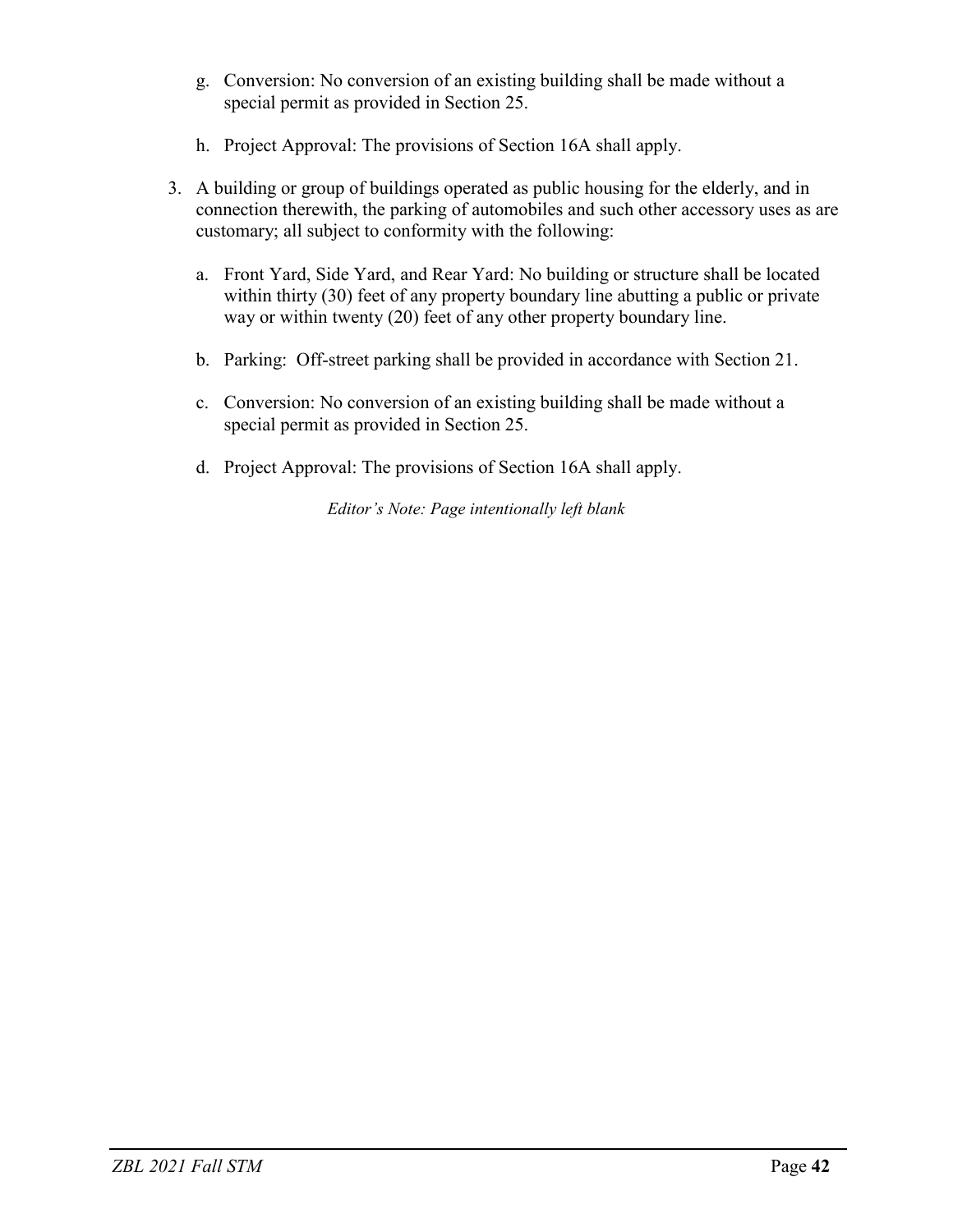g. Conversion: No conversion of an existing building shall be made without a special permit as provided in Section 25.

h. Project Approval: The provisions of Section 16A shall apply.

3. A building or group of buildings operated as public housing for the elderly, and in connection therewith, the parking of automobiles and such other accessory uses as are customary; all subject to conformity with the following:

   a. Front Yard, Side Yard, and Rear Yard: No building or structure shall be located within thirty (30) feet of any property boundary line abutting a public or private way or within twenty (20) feet of any other property boundary line.

   b. Parking: Off-street parking shall be provided in accordance with Section 21.

   c. Conversion: No conversion of an existing building shall be made without a special permit as provided in Section 25.

   d. Project Approval: The provisions of Section 16A shall apply.

*Editor's Note: Page intentionally left blank*